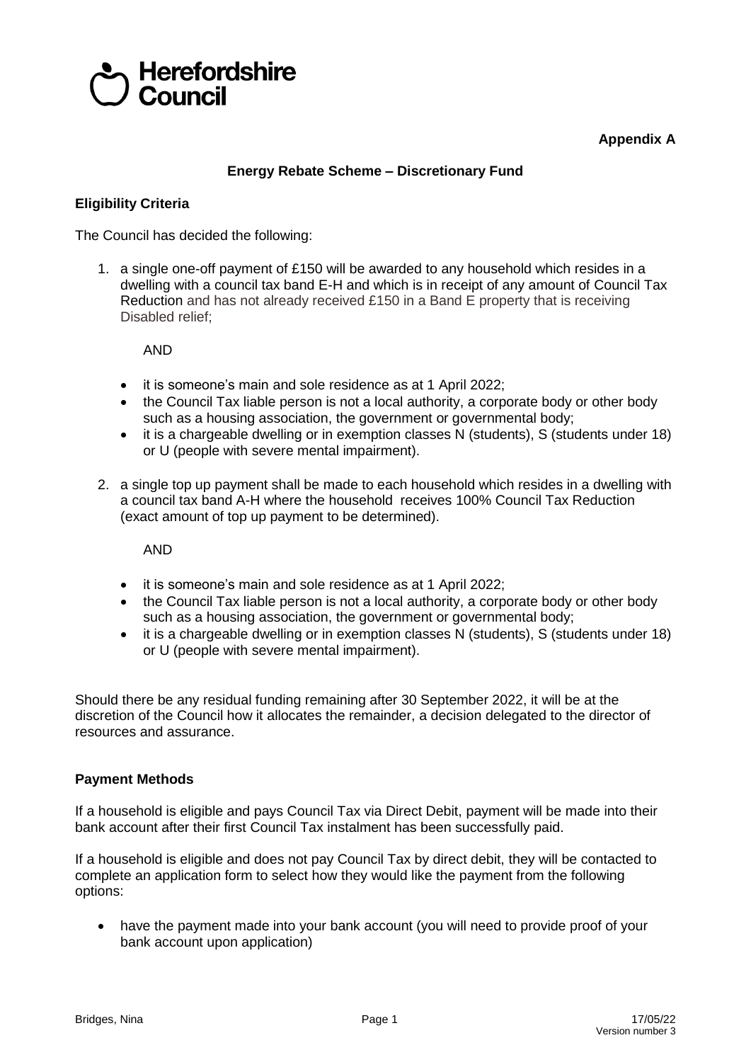Herefordshire Council

**Appendix A**

## Energy Rebate Scheme – Discretionary Fund

### Eligibility Criteria

The Council has decided the following:

1. a single one-off payment of £150 will be awarded to any household which resides in a dwelling with a council tax band E-H and which is in receipt of any amount of Council Tax Reduction and has not already received £150 in a Band E property that is receiving Disabled relief;

   AND

   - it is someone's main and sole residence as at 1 April 2022;
   - the Council Tax liable person is not a local authority, a corporate body or other body such as a housing association, the government or governmental body;
   - it is a chargeable dwelling or in exemption classes N (students), S (students under 18) or U (people with severe mental impairment).

2. a single top up payment shall be made to each household which resides in a dwelling with a council tax band A-H where the household receives 100% Council Tax Reduction (exact amount of top up payment to be determined).

   AND

   - it is someone's main and sole residence as at 1 April 2022;
   - the Council Tax liable person is not a local authority, a corporate body or other body such as a housing association, the government or governmental body;
   - it is a chargeable dwelling or in exemption classes N (students), S (students under 18) or U (people with severe mental impairment).

Should there be any residual funding remaining after 30 September 2022, it will be at the discretion of the Council how it allocates the remainder, a decision delegated to the director of resources and assurance.

### Payment Methods

If a household is eligible and pays Council Tax via Direct Debit, payment will be made into their bank account after their first Council Tax instalment has been successfully paid.

If a household is eligible and does not pay Council Tax by direct debit, they will be contacted to complete an application form to select how they would like the payment from the following options:

- have the payment made into your bank account (you will need to provide proof of your bank account upon application)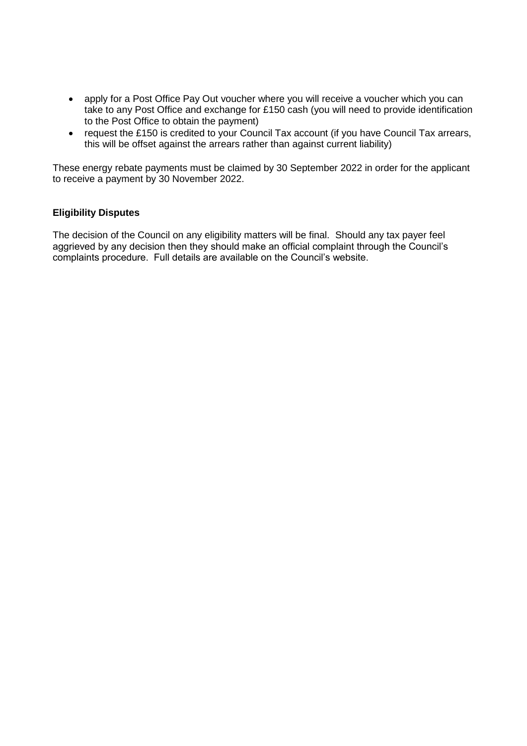- apply for a Post Office Pay Out voucher where you will receive a voucher which you can take to any Post Office and exchange for £150 cash (you will need to provide identification to the Post Office to obtain the payment)
- request the £150 is credited to your Council Tax account (if you have Council Tax arrears, this will be offset against the arrears rather than against current liability)

These energy rebate payments must be claimed by 30 September 2022 in order for the applicant to receive a payment by 30 November 2022.

**Eligibility Disputes**

The decision of the Council on any eligibility matters will be final. Should any tax payer feel aggrieved by any decision then they should make an official complaint through the Council's complaints procedure. Full details are available on the Council's website.